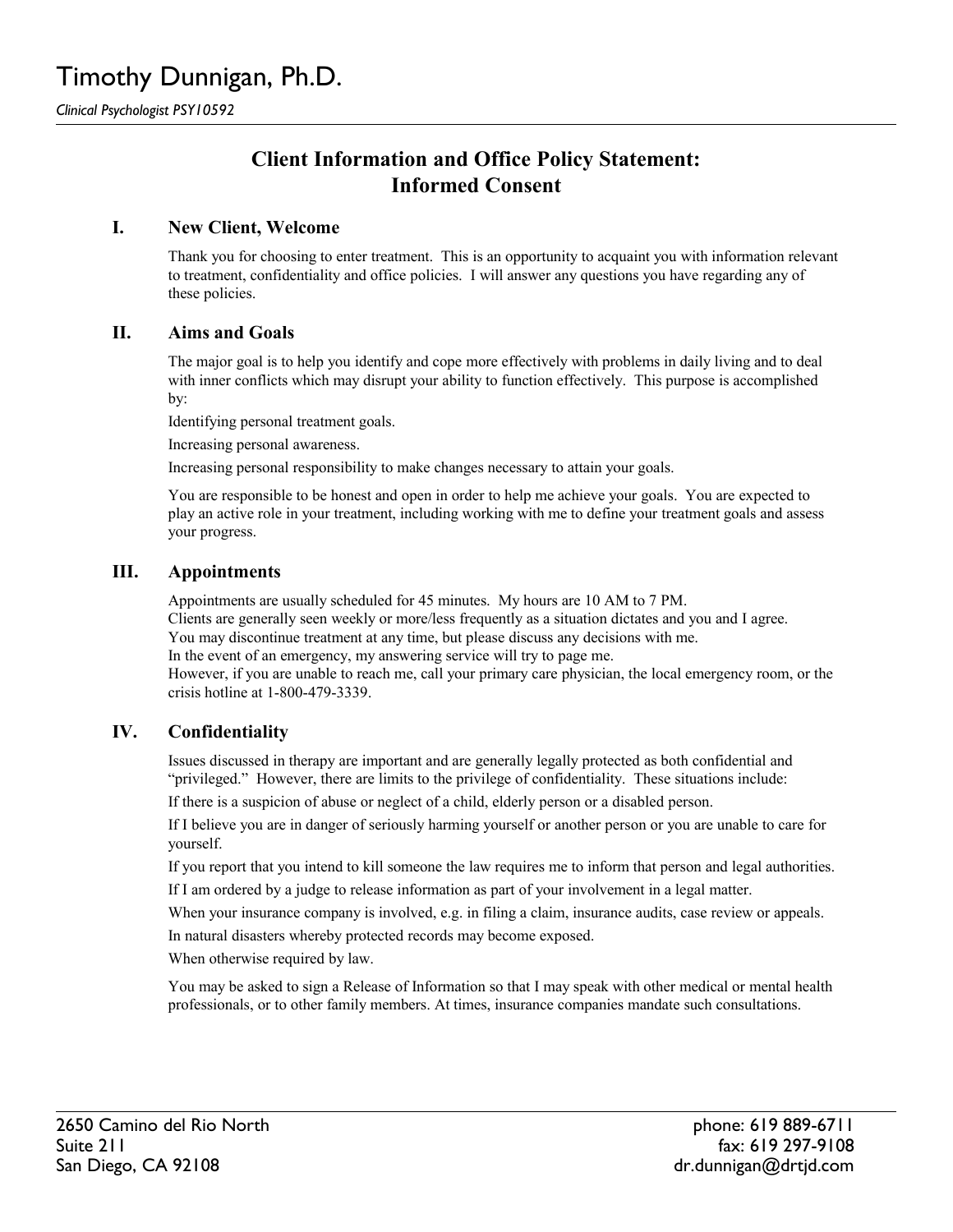# Timothy Dunnigan, Ph.D.

*Clinical Psychologist PSY10592*

## Client Information and Office Policy Statement: Informed Consent

### I. New Client, Welcome

Thank you for choosing to enter treatment. This is an opportunity to acquaint you with information relevant to treatment, confidentiality and office policies. I will answer any questions you have regarding any of these policies.

### II. Aims and Goals

The major goal is to help you identify and cope more effectively with problems in daily living and to deal with inner conflicts which may disrupt your ability to function effectively. This purpose is accomplished by:

Identifying personal treatment goals.

Increasing personal awareness.

Increasing personal responsibility to make changes necessary to attain your goals.

You are responsible to be honest and open in order to help me achieve your goals. You are expected to play an active role in your treatment, including working with me to define your treatment goals and assess your progress.

### III. Appointments

Appointments are usually scheduled for 45 minutes. My hours are 10 AM to 7 PM.
Clients are generally seen weekly or more/less frequently as a situation dictates and you and I agree.
You may discontinue treatment at any time, but please discuss any decisions with me.
In the event of an emergency, my answering service will try to page me.
However, if you are unable to reach me, call your primary care physician, the local emergency room, or the crisis hotline at 1-800-479-3339.

### IV. Confidentiality

Issues discussed in therapy are important and are generally legally protected as both confidential and "privileged." However, there are limits to the privilege of confidentiality. These situations include:

If there is a suspicion of abuse or neglect of a child, elderly person or a disabled person.

If I believe you are in danger of seriously harming yourself or another person or you are unable to care for yourself.

If you report that you intend to kill someone the law requires me to inform that person and legal authorities.

If I am ordered by a judge to release information as part of your involvement in a legal matter.

When your insurance company is involved, e.g. in filing a claim, insurance audits, case review or appeals.

In natural disasters whereby protected records may become exposed.

When otherwise required by law.

You may be asked to sign a Release of Information so that I may speak with other medical or mental health professionals, or to other family members. At times, insurance companies mandate such consultations.

2650 Camino del Rio North
Suite 211
San Diego, CA 92108

phone: 619 889-6711
fax: 619 297-9108
dr.dunnigan@drtjd.com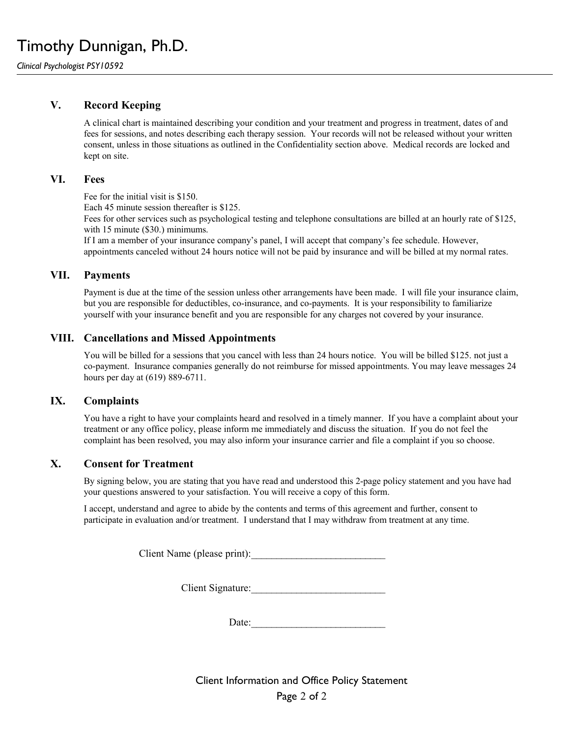## V. Record Keeping

A clinical chart is maintained describing your condition and your treatment and progress in treatment, dates of and fees for sessions, and notes describing each therapy session. Your records will not be released without your written consent, unless in those situations as outlined in the Confidentiality section above. Medical records are locked and kept on site.

## VI. Fees

Fee for the initial visit is $150.
Each 45 minute session thereafter is $125.
Fees for other services such as psychological testing and telephone consultations are billed at an hourly rate of $125, with 15 minute ($30.) minimums.
If I am a member of your insurance company's panel, I will accept that company's fee schedule. However, appointments canceled without 24 hours notice will not be paid by insurance and will be billed at my normal rates.

## VII. Payments

Payment is due at the time of the session unless other arrangements have been made. I will file your insurance claim, but you are responsible for deductibles, co-insurance, and co-payments. It is your responsibility to familiarize yourself with your insurance benefit and you are responsible for any charges not covered by your insurance.

## VIII. Cancellations and Missed Appointments

You will be billed for a sessions that you cancel with less than 24 hours notice. You will be billed $125. not just a co-payment. Insurance companies generally do not reimburse for missed appointments. You may leave messages 24 hours per day at (619) 889-6711.

## IX. Complaints

You have a right to have your complaints heard and resolved in a timely manner. If you have a complaint about your treatment or any office policy, please inform me immediately and discuss the situation. If you do not feel the complaint has been resolved, you may also inform your insurance carrier and file a complaint if you so choose.

## X. Consent for Treatment

By signing below, you are stating that you have read and understood this 2-page policy statement and you have had your questions answered to your satisfaction. You will receive a copy of this form.

I accept, understand and agree to abide by the contents and terms of this agreement and further, consent to participate in evaluation and/or treatment. I understand that I may withdraw from treatment at any time.

Client Name (please print):__________________________

Client Signature:__________________________

Date:__________________________

Client Information and Office Policy Statement